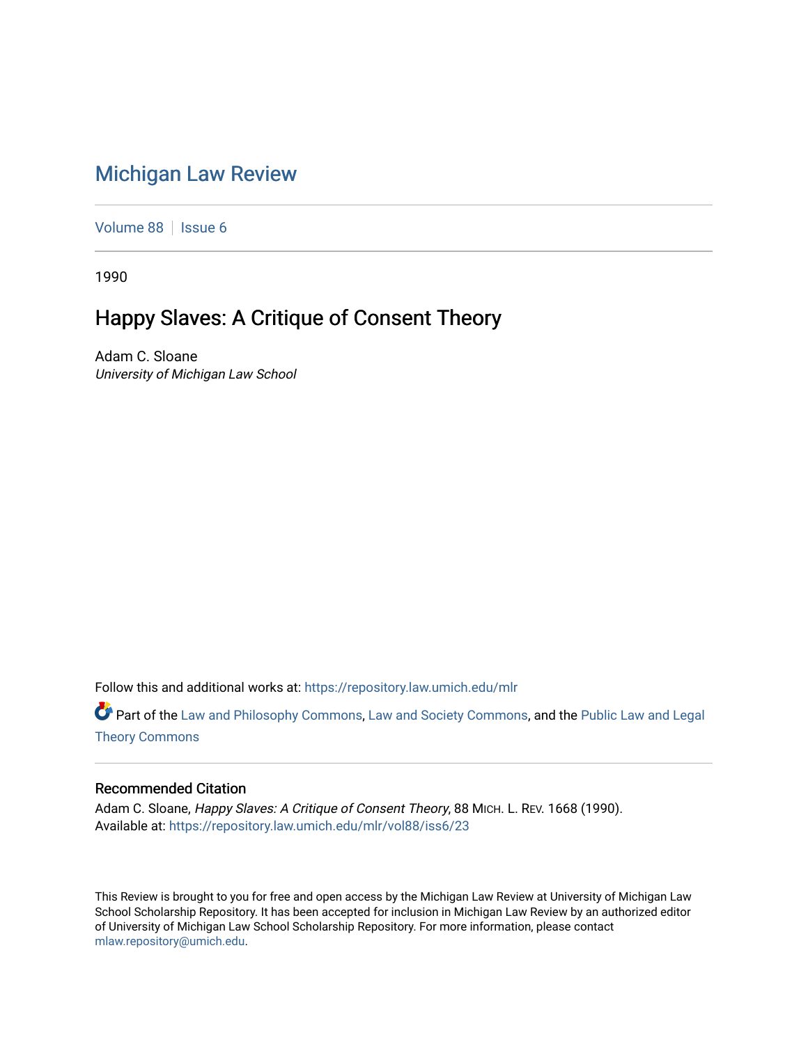# Michigan Law Review

Volume 88 | Issue 6

1990

## Happy Slaves: A Critique of Consent Theory

Adam C. Sloane
*University of Michigan Law School*

Follow this and additional works at: https://repository.law.umich.edu/mlr

Part of the Law and Philosophy Commons, Law and Society Commons, and the Public Law and Legal Theory Commons

### Recommended Citation

Adam C. Sloane, *Happy Slaves: A Critique of Consent Theory*, 88 MICH. L. REV. 1668 (1990).
Available at: https://repository.law.umich.edu/mlr/vol88/iss6/23

This Review is brought to you for free and open access by the Michigan Law Review at University of Michigan Law School Scholarship Repository. It has been accepted for inclusion in Michigan Law Review by an authorized editor of University of Michigan Law School Scholarship Repository. For more information, please contact mlaw.repository@umich.edu.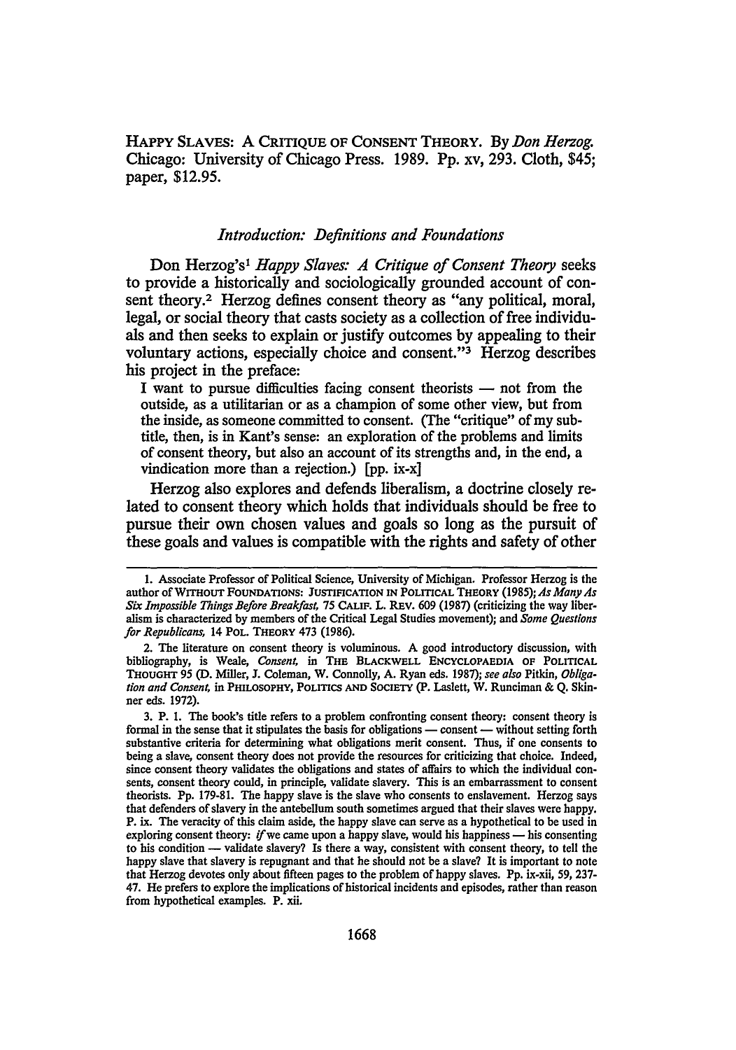HAPPY SLAVES: A CRITIQUE OF CONSENT THEORY. By *Don Herzog*. Chicago: University of Chicago Press. 1989. Pp. xv, 293. Cloth, $45; paper, $12.95.

### *Introduction: Definitions and Foundations*

Don Herzog's[1] *Happy Slaves: A Critique of Consent Theory* seeks to provide a historically and sociologically grounded account of consent theory.[2] Herzog defines consent theory as "any political, moral, legal, or social theory that casts society as a collection of free individuals and then seeks to explain or justify outcomes by appealing to their voluntary actions, especially choice and consent."[3] Herzog describes his project in the preface:

> I want to pursue difficulties facing consent theorists — not from the outside, as a utilitarian or as a champion of some other view, but from the inside, as someone committed to consent. (The "critique" of my subtitle, then, is in Kant's sense: an exploration of the problems and limits of consent theory, but also an account of its strengths and, in the end, a vindication more than a rejection.) [pp. ix-x]

Herzog also explores and defends liberalism, a doctrine closely related to consent theory which holds that individuals should be free to pursue their own chosen values and goals so long as the pursuit of these goals and values is compatible with the rights and safety of other

---

1. Associate Professor of Political Science, University of Michigan. Professor Herzog is the author of WITHOUT FOUNDATIONS: JUSTIFICATION IN POLITICAL THEORY (1985); *As Many As Six Impossible Things Before Breakfast*, 75 CALIF. L. REV. 609 (1987) (criticizing the way liberalism is characterized by members of the Critical Legal Studies movement); and *Some Questions for Republicans*, 14 POL. THEORY 473 (1986).

2. The literature on consent theory is voluminous. A good introductory discussion, with bibliography, is Weale, *Consent*, in THE BLACKWELL ENCYCLOPAEDIA OF POLITICAL THOUGHT 95 (D. Miller, J. Coleman, W. Connolly, A. Ryan eds. 1987); *see also* Pitkin, *Obligation and Consent*, in PHILOSOPHY, POLITICS AND SOCIETY (P. Laslett, W. Runciman & Q. Skinner eds. 1972).

3. P. 1. The book's title refers to a problem confronting consent theory: consent theory is formal in the sense that it stipulates the basis for obligations — consent — without setting forth substantive criteria for determining what obligations merit consent. Thus, if one consents to being a slave, consent theory does not provide the resources for criticizing that choice. Indeed, since consent theory validates the obligations and states of affairs to which the individual consents, consent theory could, in principle, validate slavery. This is an embarrassment to consent theorists. Pp. 179-81. The happy slave is the slave who consents to enslavement. Herzog says that defenders of slavery in the antebellum south sometimes argued that their slaves were happy. P. ix. The veracity of this claim aside, the happy slave can serve as a hypothetical to be used in exploring consent theory: *if* we came upon a happy slave, would his happiness — his consenting to his condition — validate slavery? Is there a way, consistent with consent theory, to tell the happy slave that slavery is repugnant and that he should not be a slave? It is important to note that Herzog devotes only about fifteen pages to the problem of happy slaves. Pp. ix-xii, 59, 237-47. He prefers to explore the implications of historical incidents and episodes, rather than reason from hypothetical examples. P. xii.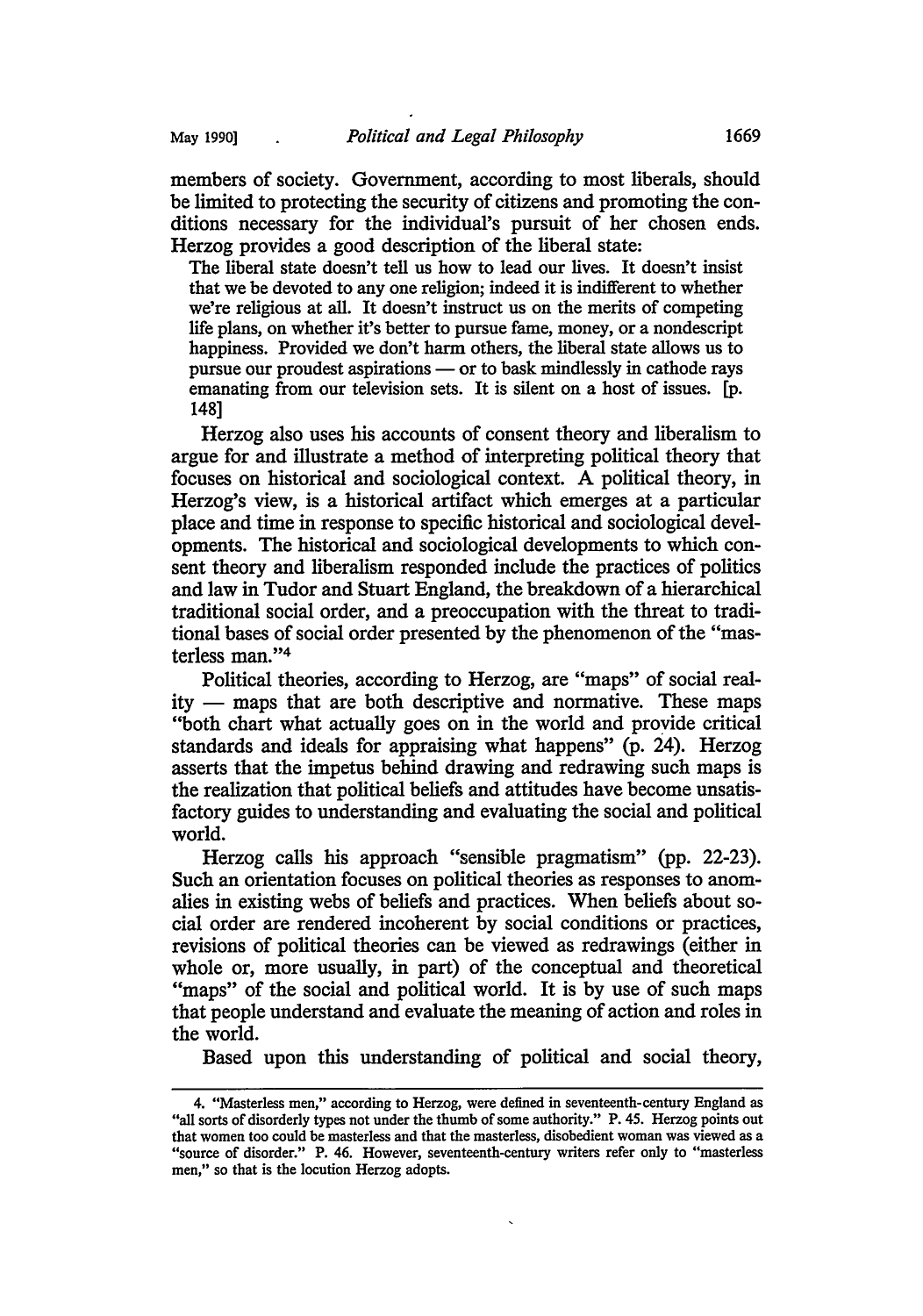members of society. Government, according to most liberals, should be limited to protecting the security of citizens and promoting the conditions necessary for the individual's pursuit of her chosen ends. Herzog provides a good description of the liberal state:

> The liberal state doesn't tell us how to lead our lives. It doesn't insist that we be devoted to any one religion; indeed it is indifferent to whether we're religious at all. It doesn't instruct us on the merits of competing life plans, on whether it's better to pursue fame, money, or a nondescript happiness. Provided we don't harm others, the liberal state allows us to pursue our proudest aspirations — or to bask mindlessly in cathode rays emanating from our television sets. It is silent on a host of issues. [p. 148]

Herzog also uses his accounts of consent theory and liberalism to argue for and illustrate a method of interpreting political theory that focuses on historical and sociological context. A political theory, in Herzog's view, is a historical artifact which emerges at a particular place and time in response to specific historical and sociological developments. The historical and sociological developments to which consent theory and liberalism responded include the practices of politics and law in Tudor and Stuart England, the breakdown of a hierarchical traditional social order, and a preoccupation with the threat to traditional bases of social order presented by the phenomenon of the "masterless man."[4]

Political theories, according to Herzog, are "maps" of social reality — maps that are both descriptive and normative. These maps "both chart what actually goes on in the world and provide critical standards and ideals for appraising what happens" (p. 24). Herzog asserts that the impetus behind drawing and redrawing such maps is the realization that political beliefs and attitudes have become unsatisfactory guides to understanding and evaluating the social and political world.

Herzog calls his approach "sensible pragmatism" (pp. 22-23). Such an orientation focuses on political theories as responses to anomalies in existing webs of beliefs and practices. When beliefs about social order are rendered incoherent by social conditions or practices, revisions of political theories can be viewed as redrawings (either in whole or, more usually, in part) of the conceptual and theoretical "maps" of the social and political world. It is by use of such maps that people understand and evaluate the meaning of action and roles in the world.

Based upon this understanding of political and social theory,

---

4. "Masterless men," according to Herzog, were defined in seventeenth-century England as "all sorts of disorderly types not under the thumb of some authority." P. 45. Herzog points out that women too could be masterless and that the masterless, disobedient woman was viewed as a "source of disorder." P. 46. However, seventeenth-century writers refer only to "masterless men," so that is the locution Herzog adopts.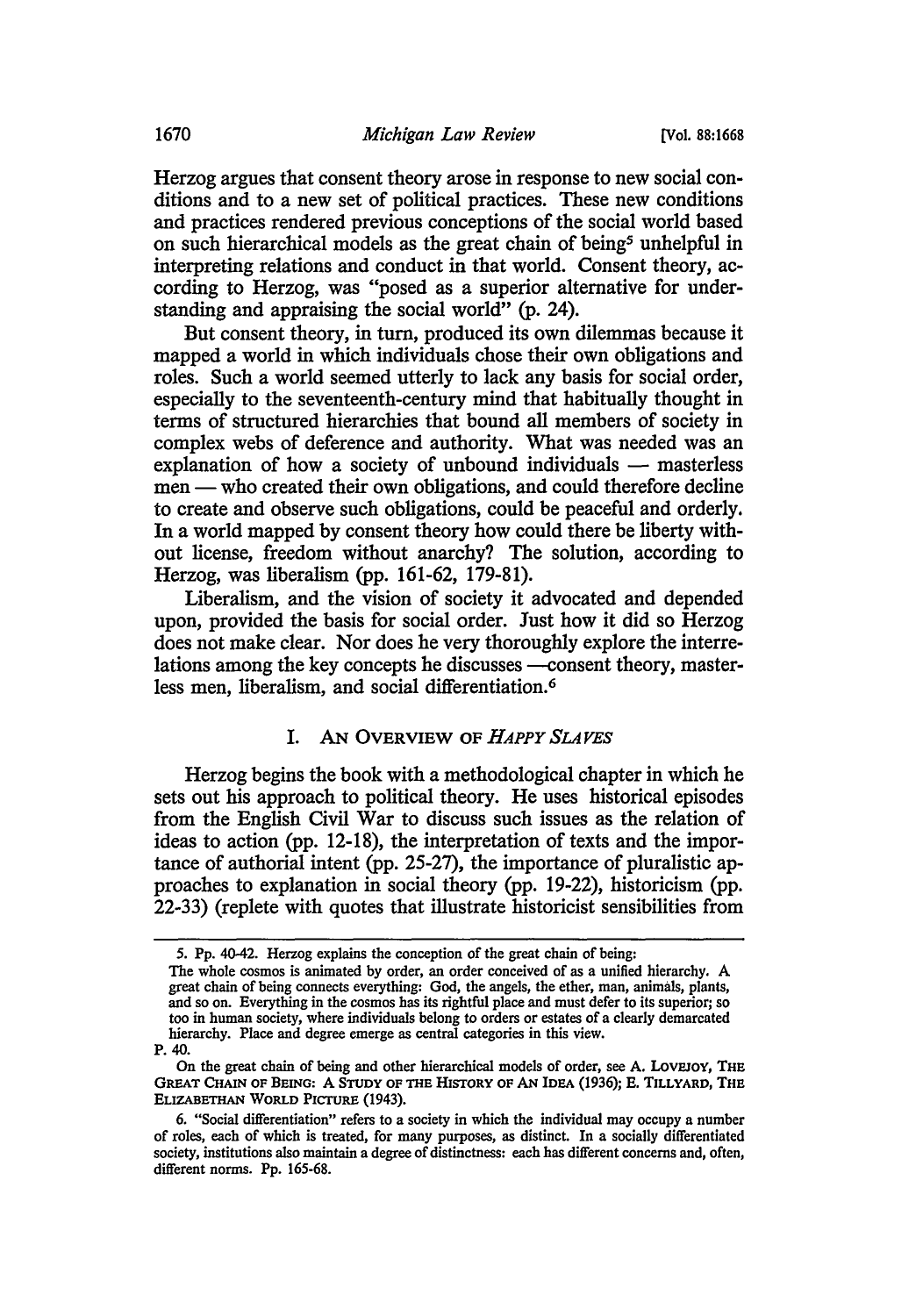Herzog argues that consent theory arose in response to new social conditions and to a new set of political practices. These new conditions and practices rendered previous conceptions of the social world based on such hierarchical models as the great chain of being[5] unhelpful in interpreting relations and conduct in that world. Consent theory, according to Herzog, was "posed as a superior alternative for understanding and appraising the social world" (p. 24).

But consent theory, in turn, produced its own dilemmas because it mapped a world in which individuals chose their own obligations and roles. Such a world seemed utterly to lack any basis for social order, especially to the seventeenth-century mind that habitually thought in terms of structured hierarchies that bound all members of society in complex webs of deference and authority. What was needed was an explanation of how a society of unbound individuals — masterless men — who created their own obligations, and could therefore decline to create and observe such obligations, could be peaceful and orderly. In a world mapped by consent theory how could there be liberty without license, freedom without anarchy? The solution, according to Herzog, was liberalism (pp. 161-62, 179-81).

Liberalism, and the vision of society it advocated and depended upon, provided the basis for social order. Just how it did so Herzog does not make clear. Nor does he very thoroughly explore the interrelations among the key concepts he discusses —consent theory, masterless men, liberalism, and social differentiation.[6]

## I. An Overview of *Happy Slaves*

Herzog begins the book with a methodological chapter in which he sets out his approach to political theory. He uses historical episodes from the English Civil War to discuss such issues as the relation of ideas to action (pp. 12-18), the interpretation of texts and the importance of authorial intent (pp. 25-27), the importance of pluralistic approaches to explanation in social theory (pp. 19-22), historicism (pp. 22-33) (replete with quotes that illustrate historicist sensibilities from

---

5. Pp. 40-42. Herzog explains the conception of the great chain of being:

The whole cosmos is animated by order, an order conceived of as a unified hierarchy. A great chain of being connects everything: God, the angels, the ether, man, animals, plants, and so on. Everything in the cosmos has its rightful place and must defer to its superior; so too in human society, where individuals belong to orders or estates of a clearly demarcated hierarchy. Place and degree emerge as central categories in this view.

P. 40.

On the great chain of being and other hierarchical models of order, see A. Lovejoy, The Great Chain of Being: A Study of the History of An Idea (1936); E. Tillyard, The Elizabethan World Picture (1943).

6. "Social differentiation" refers to a society in which the individual may occupy a number of roles, each of which is treated, for many purposes, as distinct. In a socially differentiated society, institutions also maintain a degree of distinctness: each has different concerns and, often, different norms. Pp. 165-68.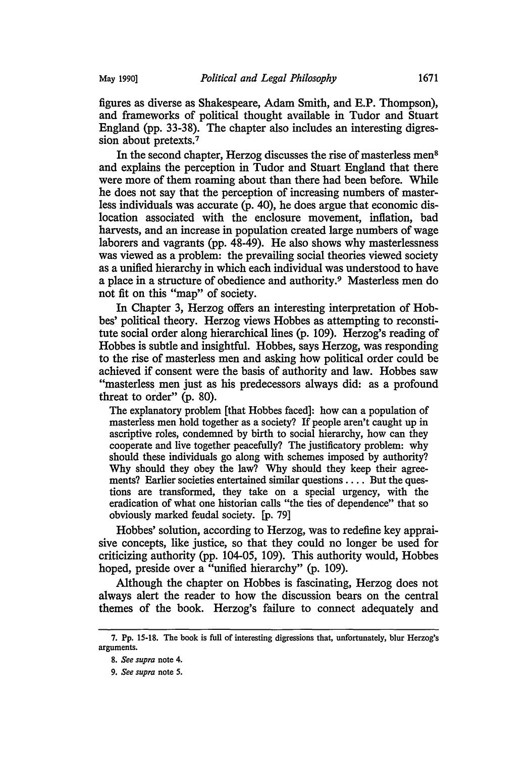figures as diverse as Shakespeare, Adam Smith, and E.P. Thompson), and frameworks of political thought available in Tudor and Stuart England (pp. 33-38). The chapter also includes an interesting digression about pretexts.[7]

In the second chapter, Herzog discusses the rise of masterless men[8] and explains the perception in Tudor and Stuart England that there were more of them roaming about than there had been before. While he does not say that the perception of increasing numbers of masterless individuals was accurate (p. 40), he does argue that economic dislocation associated with the enclosure movement, inflation, bad harvests, and an increase in population created large numbers of wage laborers and vagrants (pp. 48-49). He also shows why masterlessness was viewed as a problem: the prevailing social theories viewed society as a unified hierarchy in which each individual was understood to have a place in a structure of obedience and authority.[9] Masterless men do not fit on this "map" of society.

In Chapter 3, Herzog offers an interesting interpretation of Hobbes' political theory. Herzog views Hobbes as attempting to reconstitute social order along hierarchical lines (p. 109). Herzog's reading of Hobbes is subtle and insightful. Hobbes, says Herzog, was responding to the rise of masterless men and asking how political order could be achieved if consent were the basis of authority and law. Hobbes saw "masterless men just as his predecessors always did: as a profound threat to order" (p. 80).

> The explanatory problem [that Hobbes faced]: how can a population of masterless men hold together as a society? If people aren't caught up in ascriptive roles, condemned by birth to social hierarchy, how can they cooperate and live together peacefully? The justificatory problem: why should these individuals go along with schemes imposed by authority? Why should they obey the law? Why should they keep their agreements? Earlier societies entertained similar questions . . . . But the questions are transformed, they take on a special urgency, with the eradication of what one historian calls "the ties of dependence" that so obviously marked feudal society. [p. 79]

Hobbes' solution, according to Herzog, was to redefine key appraisive concepts, like justice, so that they could no longer be used for criticizing authority (pp. 104-05, 109). This authority would, Hobbes hoped, preside over a "unified hierarchy" (p. 109).

Although the chapter on Hobbes is fascinating, Herzog does not always alert the reader to how the discussion bears on the central themes of the book. Herzog's failure to connect adequately and

---

7. Pp. 15-18. The book is full of interesting digressions that, unfortunately, blur Herzog's arguments.

8. *See supra* note 4.

9. *See supra* note 5.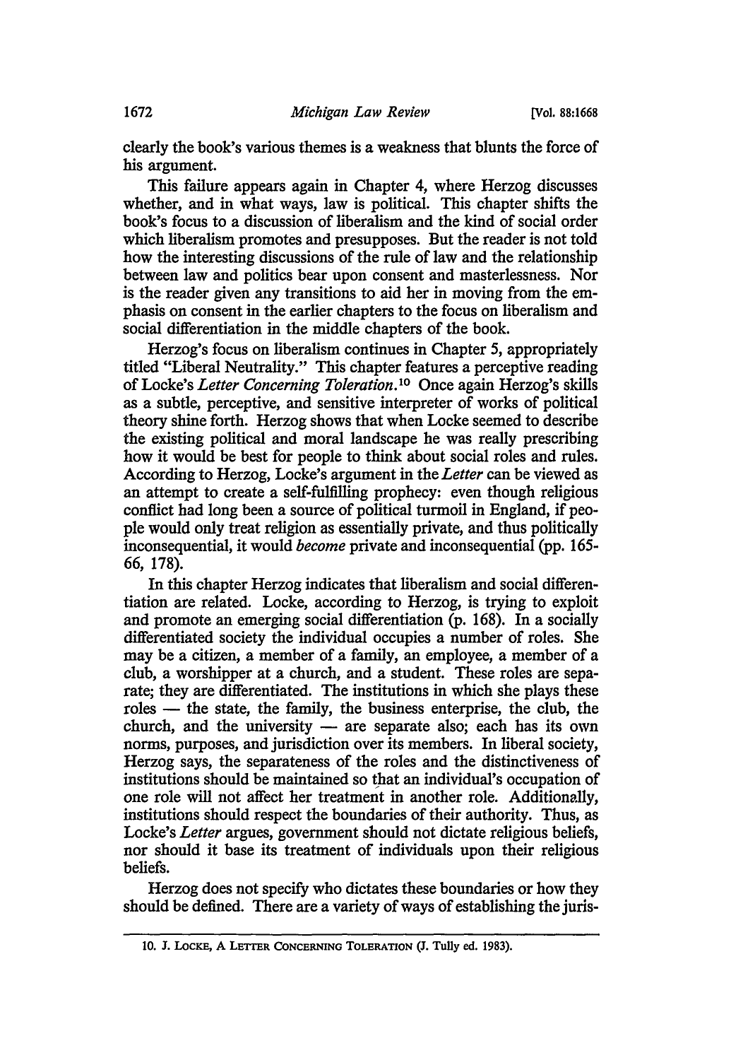clearly the book's various themes is a weakness that blunts the force of his argument.

This failure appears again in Chapter 4, where Herzog discusses whether, and in what ways, law is political. This chapter shifts the book's focus to a discussion of liberalism and the kind of social order which liberalism promotes and presupposes. But the reader is not told how the interesting discussions of the rule of law and the relationship between law and politics bear upon consent and masterlessness. Nor is the reader given any transitions to aid her in moving from the emphasis on consent in the earlier chapters to the focus on liberalism and social differentiation in the middle chapters of the book.

Herzog's focus on liberalism continues in Chapter 5, appropriately titled "Liberal Neutrality." This chapter features a perceptive reading of Locke's *Letter Concerning Toleration*.[10] Once again Herzog's skills as a subtle, perceptive, and sensitive interpreter of works of political theory shine forth. Herzog shows that when Locke seemed to describe the existing political and moral landscape he was really prescribing how it would be best for people to think about social roles and rules. According to Herzog, Locke's argument in the *Letter* can be viewed as an attempt to create a self-fulfilling prophecy: even though religious conflict had long been a source of political turmoil in England, if people would only treat religion as essentially private, and thus politically inconsequential, it would *become* private and inconsequential (pp. 165-66, 178).

In this chapter Herzog indicates that liberalism and social differentiation are related. Locke, according to Herzog, is trying to exploit and promote an emerging social differentiation (p. 168). In a socially differentiated society the individual occupies a number of roles. She may be a citizen, a member of a family, an employee, a member of a club, a worshipper at a church, and a student. These roles are separate; they are differentiated. The institutions in which she plays these roles — the state, the family, the business enterprise, the club, the church, and the university — are separate also; each has its own norms, purposes, and jurisdiction over its members. In liberal society, Herzog says, the separateness of the roles and the distinctiveness of institutions should be maintained so that an individual's occupation of one role will not affect her treatment in another role. Additionally, institutions should respect the boundaries of their authority. Thus, as Locke's *Letter* argues, government should not dictate religious beliefs, nor should it base its treatment of individuals upon their religious beliefs.

Herzog does not specify who dictates these boundaries or how they should be defined. There are a variety of ways of establishing the juris-

---

10. J. LOCKE, A LETTER CONCERNING TOLERATION (J. Tully ed. 1983).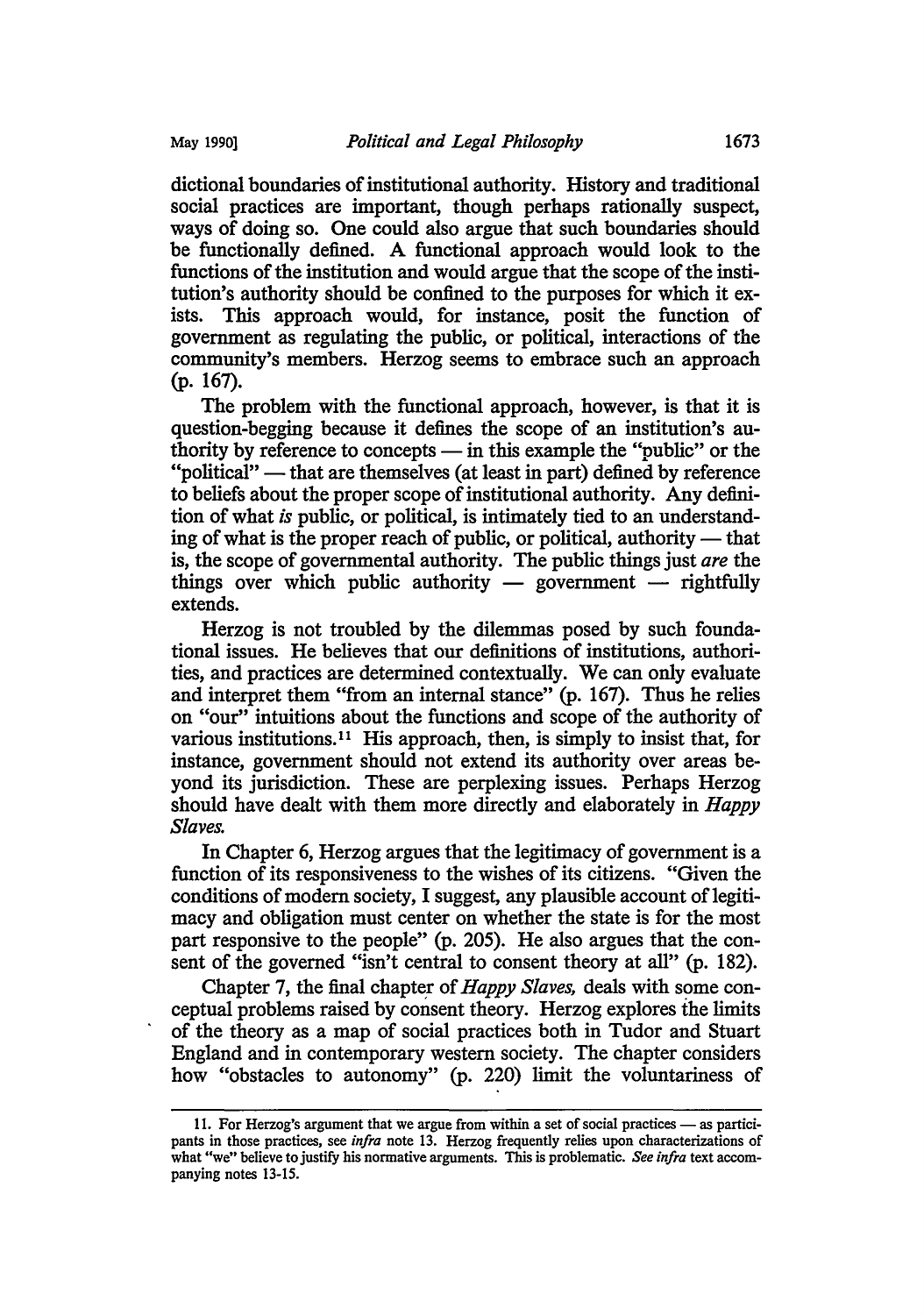dictional boundaries of institutional authority. History and traditional social practices are important, though perhaps rationally suspect, ways of doing so. One could also argue that such boundaries should be functionally defined. A functional approach would look to the functions of the institution and would argue that the scope of the institution's authority should be confined to the purposes for which it exists. This approach would, for instance, posit the function of government as regulating the public, or political, interactions of the community's members. Herzog seems to embrace such an approach (p. 167).

The problem with the functional approach, however, is that it is question-begging because it defines the scope of an institution's authority by reference to concepts — in this example the "public" or the "political" — that are themselves (at least in part) defined by reference to beliefs about the proper scope of institutional authority. Any definition of what *is* public, or political, is intimately tied to an understanding of what is the proper reach of public, or political, authority — that is, the scope of governmental authority. The public things just *are* the things over which public authority — government — rightfully extends.

Herzog is not troubled by the dilemmas posed by such foundational issues. He believes that our definitions of institutions, authorities, and practices are determined contextually. We can only evaluate and interpret them "from an internal stance" (p. 167). Thus he relies on "our" intuitions about the functions and scope of the authority of various institutions.[11] His approach, then, is simply to insist that, for instance, government should not extend its authority over areas beyond its jurisdiction. These are perplexing issues. Perhaps Herzog should have dealt with them more directly and elaborately in *Happy Slaves*.

In Chapter 6, Herzog argues that the legitimacy of government is a function of its responsiveness to the wishes of its citizens. "Given the conditions of modern society, I suggest, any plausible account of legitimacy and obligation must center on whether the state is for the most part responsive to the people" (p. 205). He also argues that the consent of the governed "isn't central to consent theory at all" (p. 182).

Chapter 7, the final chapter of *Happy Slaves*, deals with some conceptual problems raised by consent theory. Herzog explores the limits of the theory as a map of social practices both in Tudor and Stuart England and in contemporary western society. The chapter considers how "obstacles to autonomy" (p. 220) limit the voluntariness of

11. For Herzog's argument that we argue from within a set of social practices — as participants in those practices, see *infra* note 13. Herzog frequently relies upon characterizations of what "we" believe to justify his normative arguments. This is problematic. *See infra* text accompanying notes 13-15.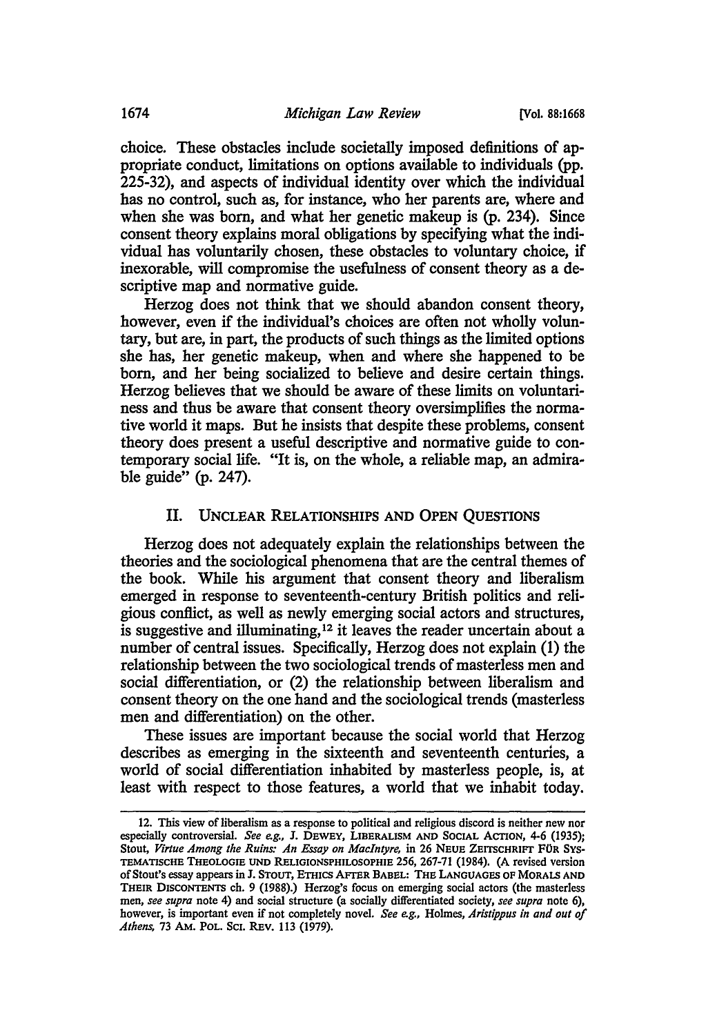choice. These obstacles include societally imposed definitions of appropriate conduct, limitations on options available to individuals (pp. 225-32), and aspects of individual identity over which the individual has no control, such as, for instance, who her parents are, where and when she was born, and what her genetic makeup is (p. 234). Since consent theory explains moral obligations by specifying what the individual has voluntarily chosen, these obstacles to voluntary choice, if inexorable, will compromise the usefulness of consent theory as a descriptive map and normative guide.

Herzog does not think that we should abandon consent theory, however, even if the individual's choices are often not wholly voluntary, but are, in part, the products of such things as the limited options she has, her genetic makeup, when and where she happened to be born, and her being socialized to believe and desire certain things. Herzog believes that we should be aware of these limits on voluntariness and thus be aware that consent theory oversimplifies the normative world it maps. But he insists that despite these problems, consent theory does present a useful descriptive and normative guide to contemporary social life. "It is, on the whole, a reliable map, an admirable guide" (p. 247).

## II. Unclear Relationships and Open Questions

Herzog does not adequately explain the relationships between the theories and the sociological phenomena that are the central themes of the book. While his argument that consent theory and liberalism emerged in response to seventeenth-century British politics and religious conflict, as well as newly emerging social actors and structures, is suggestive and illuminating,[12] it leaves the reader uncertain about a number of central issues. Specifically, Herzog does not explain (1) the relationship between the two sociological trends of masterless men and social differentiation, or (2) the relationship between liberalism and consent theory on the one hand and the sociological trends (masterless men and differentiation) on the other.

These issues are important because the social world that Herzog describes as emerging in the sixteenth and seventeenth centuries, a world of social differentiation inhabited by masterless people, is, at least with respect to those features, a world that we inhabit today.

---

12. This view of liberalism as a response to political and religious discord is neither new nor especially controversial. *See e.g.*, J. Dewey, Liberalism and Social Action, 4-6 (1935); Stout, *Virtue Among the Ruins: An Essay on MacIntyre*, in 26 Neue Zeitschrift für Systematische Theologie und Religionsphilosophie 256, 267-71 (1984). (A revised version of Stout's essay appears in J. Stout, Ethics After Babel: The Languages of Morals and Their Discontents ch. 9 (1988).) Herzog's focus on emerging social actors (the masterless men, *see supra* note 4) and social structure (a socially differentiated society, *see supra* note 6), however, is important even if not completely novel. *See e.g.*, Holmes, *Aristippus in and out of Athens*, 73 Am. Pol. Sci. Rev. 113 (1979).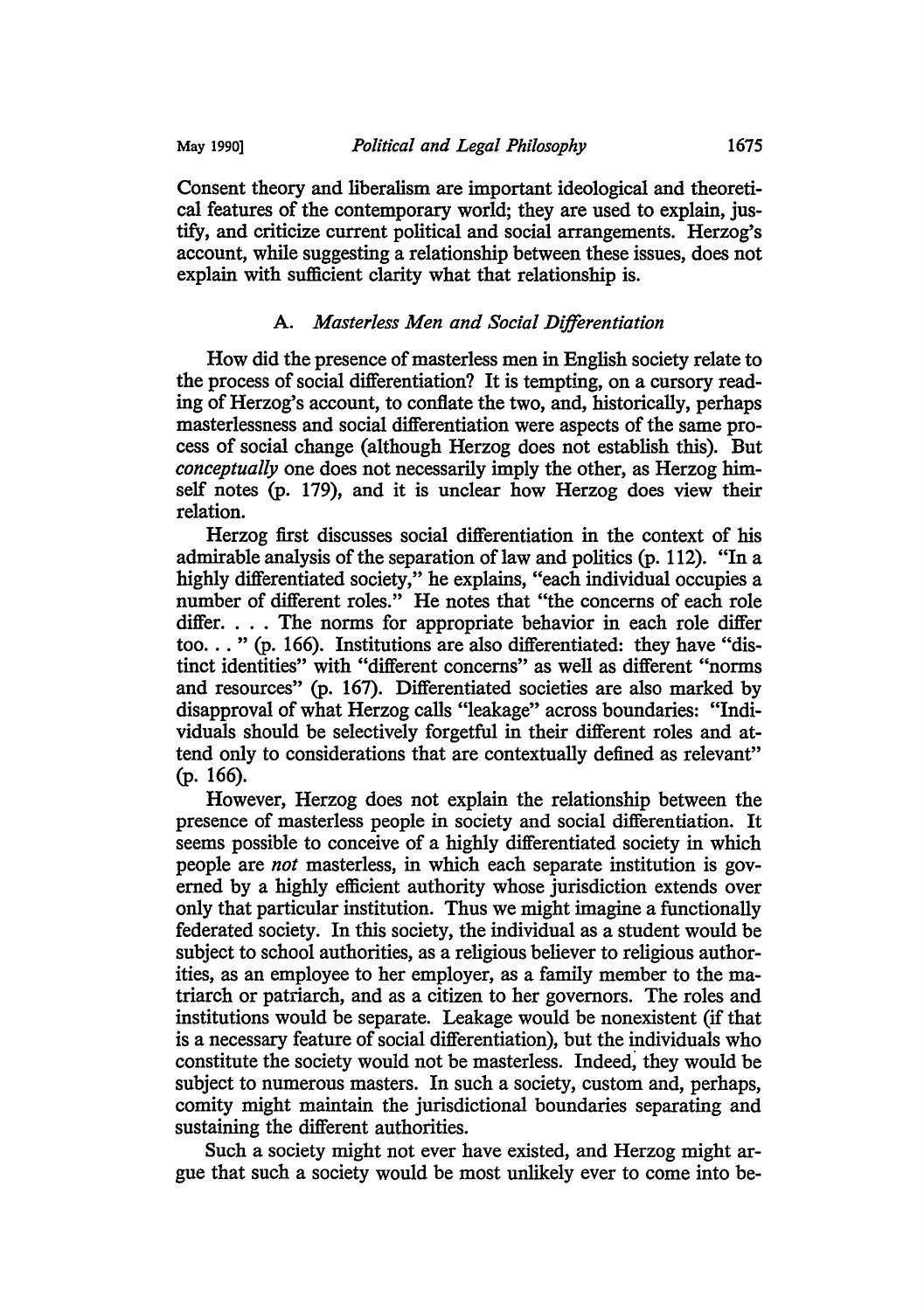Consent theory and liberalism are important ideological and theoretical features of the contemporary world; they are used to explain, justify, and criticize current political and social arrangements. Herzog's account, while suggesting a relationship between these issues, does not explain with sufficient clarity what that relationship is.

### A. *Masterless Men and Social Differentiation*

How did the presence of masterless men in English society relate to the process of social differentiation? It is tempting, on a cursory reading of Herzog's account, to conflate the two, and, historically, perhaps masterlessness and social differentiation were aspects of the same process of social change (although Herzog does not establish this). But *conceptually* one does not necessarily imply the other, as Herzog himself notes (p. 179), and it is unclear how Herzog does view their relation.

Herzog first discusses social differentiation in the context of his admirable analysis of the separation of law and politics (p. 112). "In a highly differentiated society," he explains, "each individual occupies a number of different roles." He notes that "the concerns of each role differ. . . . The norms for appropriate behavior in each role differ too. . . " (p. 166). Institutions are also differentiated: they have "distinct identities" with "different concerns" as well as different "norms and resources" (p. 167). Differentiated societies are also marked by disapproval of what Herzog calls "leakage" across boundaries: "Individuals should be selectively forgetful in their different roles and attend only to considerations that are contextually defined as relevant" (p. 166).

However, Herzog does not explain the relationship between the presence of masterless people in society and social differentiation. It seems possible to conceive of a highly differentiated society in which people are *not* masterless, in which each separate institution is governed by a highly efficient authority whose jurisdiction extends over only that particular institution. Thus we might imagine a functionally federated society. In this society, the individual as a student would be subject to school authorities, as a religious believer to religious authorities, as an employee to her employer, as a family member to the matriarch or patriarch, and as a citizen to her governors. The roles and institutions would be separate. Leakage would be nonexistent (if that is a necessary feature of social differentiation), but the individuals who constitute the society would not be masterless. Indeed, they would be subject to numerous masters. In such a society, custom and, perhaps, comity might maintain the jurisdictional boundaries separating and sustaining the different authorities.

Such a society might not ever have existed, and Herzog might argue that such a society would be most unlikely ever to come into be-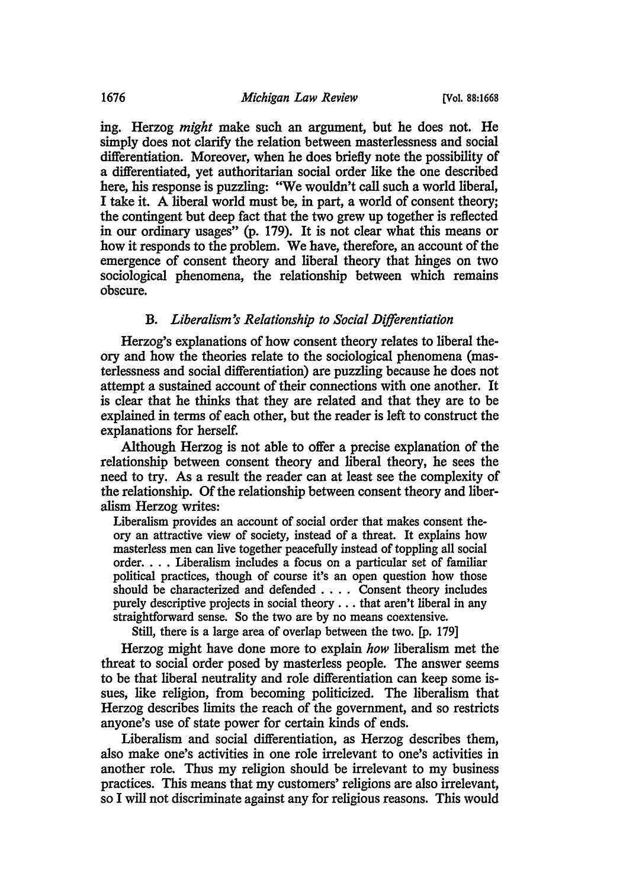ing. Herzog *might* make such an argument, but he does not. He simply does not clarify the relation between masterlessness and social differentiation. Moreover, when he does briefly note the possibility of a differentiated, yet authoritarian social order like the one described here, his response is puzzling: "We wouldn't call such a world liberal, I take it. A liberal world must be, in part, a world of consent theory; the contingent but deep fact that the two grew up together is reflected in our ordinary usages" (p. 179). It is not clear what this means or how it responds to the problem. We have, therefore, an account of the emergence of consent theory and liberal theory that hinges on two sociological phenomena, the relationship between which remains obscure.

### B. *Liberalism's Relationship to Social Differentiation*

Herzog's explanations of how consent theory relates to liberal theory and how the theories relate to the sociological phenomena (masterlessness and social differentiation) are puzzling because he does not attempt a sustained account of their connections with one another. It is clear that he thinks that they are related and that they are to be explained in terms of each other, but the reader is left to construct the explanations for herself.

Although Herzog is not able to offer a precise explanation of the relationship between consent theory and liberal theory, he sees the need to try. As a result the reader can at least see the complexity of the relationship. Of the relationship between consent theory and liberalism Herzog writes:

> Liberalism provides an account of social order that makes consent theory an attractive view of society, instead of a threat. It explains how masterless men can live together peacefully instead of toppling all social order. . . . Liberalism includes a focus on a particular set of familiar political practices, though of course it's an open question how those should be characterized and defended . . . . Consent theory includes purely descriptive projects in social theory . . . that aren't liberal in any straightforward sense. So the two are by no means coextensive.
>
> Still, there is a large area of overlap between the two. [p. 179]

Herzog might have done more to explain *how* liberalism met the threat to social order posed by masterless people. The answer seems to be that liberal neutrality and role differentiation can keep some issues, like religion, from becoming politicized. The liberalism that Herzog describes limits the reach of the government, and so restricts anyone's use of state power for certain kinds of ends.

Liberalism and social differentiation, as Herzog describes them, also make one's activities in one role irrelevant to one's activities in another role. Thus my religion should be irrelevant to my business practices. This means that my customers' religions are also irrelevant, so I will not discriminate against any for religious reasons. This would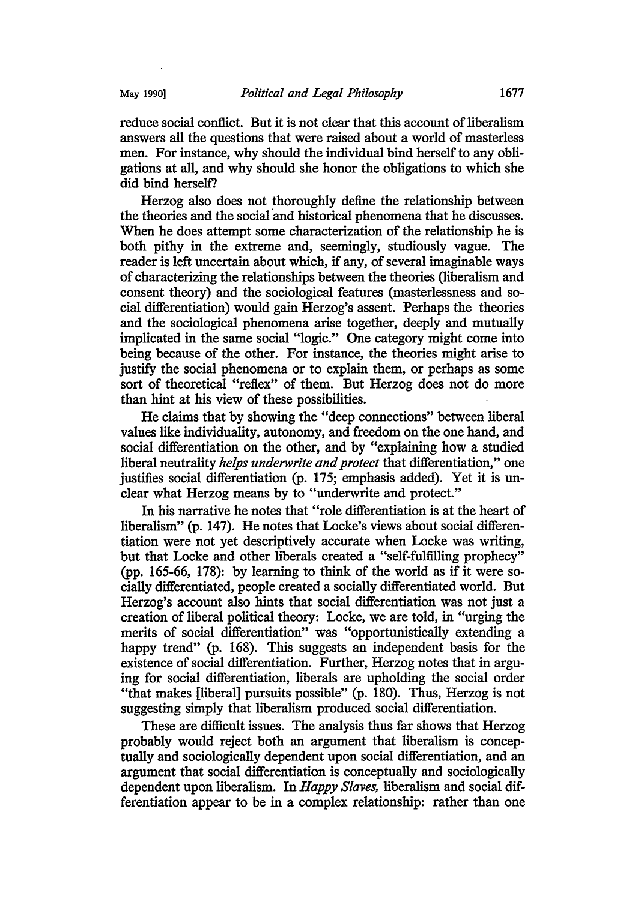reduce social conflict. But it is not clear that this account of liberalism answers all the questions that were raised about a world of masterless men. For instance, why should the individual bind herself to any obligations at all, and why should she honor the obligations to which she did bind herself?

Herzog also does not thoroughly define the relationship between the theories and the social and historical phenomena that he discusses. When he does attempt some characterization of the relationship he is both pithy in the extreme and, seemingly, studiously vague. The reader is left uncertain about which, if any, of several imaginable ways of characterizing the relationships between the theories (liberalism and consent theory) and the sociological features (masterlessness and social differentiation) would gain Herzog's assent. Perhaps the theories and the sociological phenomena arise together, deeply and mutually implicated in the same social "logic." One category might come into being because of the other. For instance, the theories might arise to justify the social phenomena or to explain them, or perhaps as some sort of theoretical "reflex" of them. But Herzog does not do more than hint at his view of these possibilities.

He claims that by showing the "deep connections" between liberal values like individuality, autonomy, and freedom on the one hand, and social differentiation on the other, and by "explaining how a studied liberal neutrality *helps underwrite and protect* that differentiation," one justifies social differentiation (p. 175; emphasis added). Yet it is unclear what Herzog means by to "underwrite and protect."

In his narrative he notes that "role differentiation is at the heart of liberalism" (p. 147). He notes that Locke's views about social differentiation were not yet descriptively accurate when Locke was writing, but that Locke and other liberals created a "self-fulfilling prophecy" (pp. 165-66, 178): by learning to think of the world as if it were socially differentiated, people created a socially differentiated world. But Herzog's account also hints that social differentiation was not just a creation of liberal political theory: Locke, we are told, in "urging the merits of social differentiation" was "opportunistically extending a happy trend" (p. 168). This suggests an independent basis for the existence of social differentiation. Further, Herzog notes that in arguing for social differentiation, liberals are upholding the social order "that makes [liberal] pursuits possible" (p. 180). Thus, Herzog is not suggesting simply that liberalism produced social differentiation.

These are difficult issues. The analysis thus far shows that Herzog probably would reject both an argument that liberalism is conceptually and sociologically dependent upon social differentiation, and an argument that social differentiation is conceptually and sociologically dependent upon liberalism. In *Happy Slaves*, liberalism and social differentiation appear to be in a complex relationship: rather than one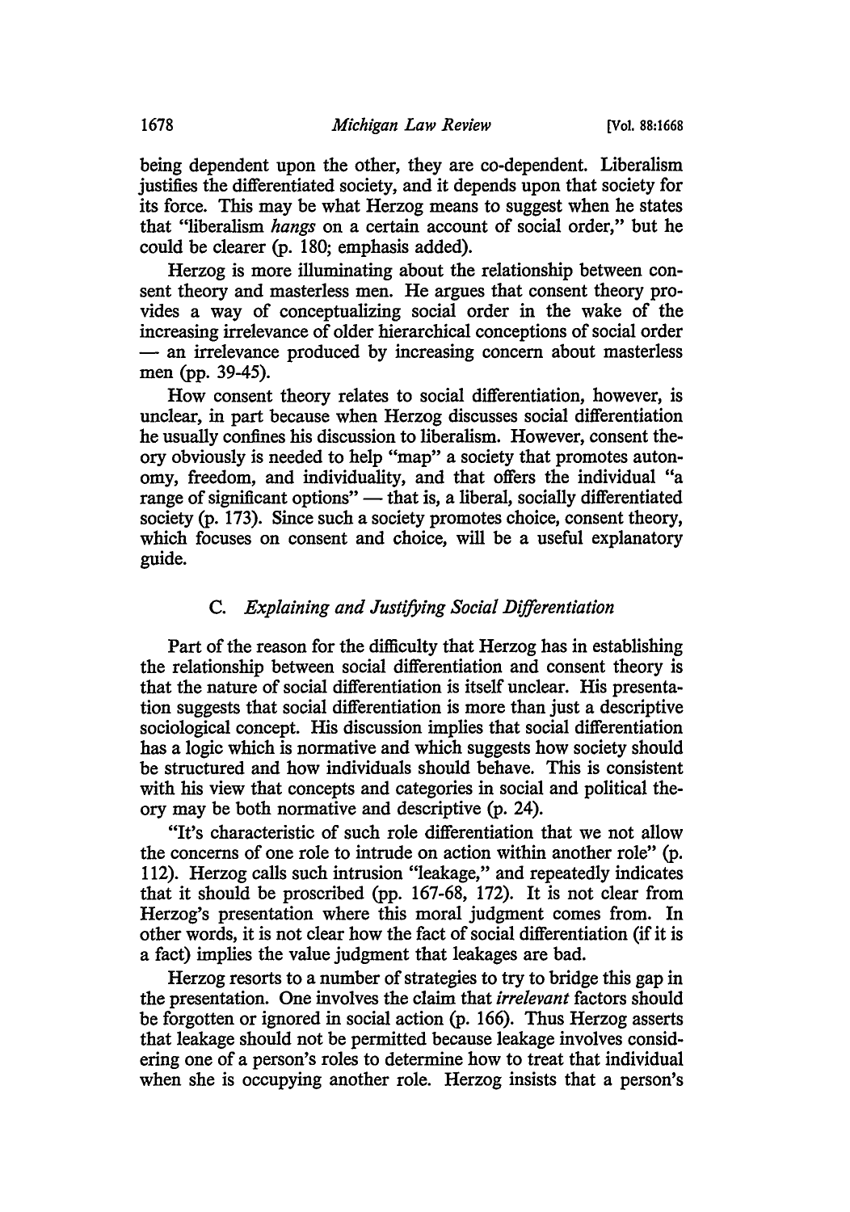being dependent upon the other, they are co-dependent. Liberalism justifies the differentiated society, and it depends upon that society for its force. This may be what Herzog means to suggest when he states that "liberalism *hangs* on a certain account of social order," but he could be clearer (p. 180; emphasis added).

Herzog is more illuminating about the relationship between consent theory and masterless men. He argues that consent theory provides a way of conceptualizing social order in the wake of the increasing irrelevance of older hierarchical conceptions of social order — an irrelevance produced by increasing concern about masterless men (pp. 39-45).

How consent theory relates to social differentiation, however, is unclear, in part because when Herzog discusses social differentiation he usually confines his discussion to liberalism. However, consent theory obviously is needed to help "map" a society that promotes autonomy, freedom, and individuality, and that offers the individual "a range of significant options" — that is, a liberal, socially differentiated society (p. 173). Since such a society promotes choice, consent theory, which focuses on consent and choice, will be a useful explanatory guide.

### C. *Explaining and Justifying Social Differentiation*

Part of the reason for the difficulty that Herzog has in establishing the relationship between social differentiation and consent theory is that the nature of social differentiation is itself unclear. His presentation suggests that social differentiation is more than just a descriptive sociological concept. His discussion implies that social differentiation has a logic which is normative and which suggests how society should be structured and how individuals should behave. This is consistent with his view that concepts and categories in social and political theory may be both normative and descriptive (p. 24).

"It's characteristic of such role differentiation that we not allow the concerns of one role to intrude on action within another role" (p. 112). Herzog calls such intrusion "leakage," and repeatedly indicates that it should be proscribed (pp. 167-68, 172). It is not clear from Herzog's presentation where this moral judgment comes from. In other words, it is not clear how the fact of social differentiation (if it is a fact) implies the value judgment that leakages are bad.

Herzog resorts to a number of strategies to try to bridge this gap in the presentation. One involves the claim that *irrelevant* factors should be forgotten or ignored in social action (p. 166). Thus Herzog asserts that leakage should not be permitted because leakage involves considering one of a person's roles to determine how to treat that individual when she is occupying another role. Herzog insists that a person's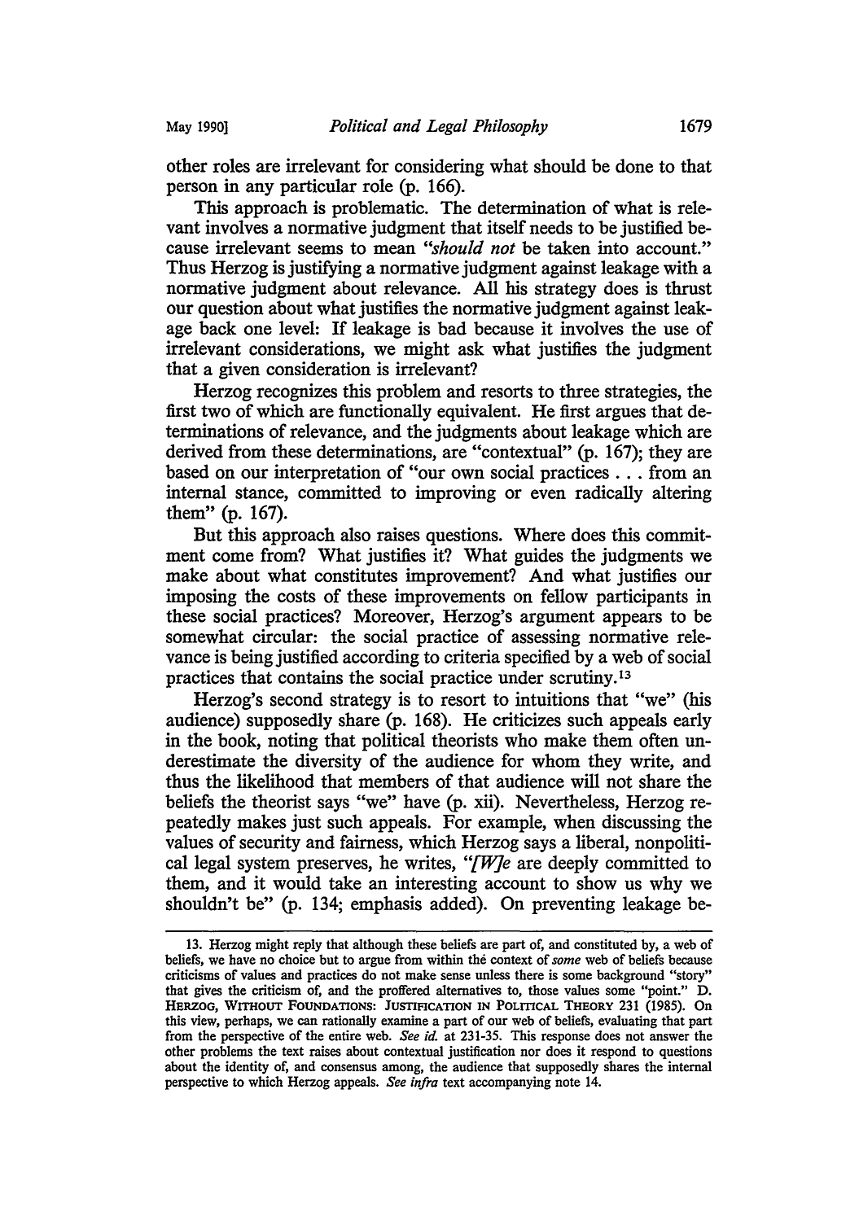other roles are irrelevant for considering what should be done to that person in any particular role (p. 166).

This approach is problematic. The determination of what is relevant involves a normative judgment that itself needs to be justified because irrelevant seems to mean "*should not* be taken into account." Thus Herzog is justifying a normative judgment against leakage with a normative judgment about relevance. All his strategy does is thrust our question about what justifies the normative judgment against leakage back one level: If leakage is bad because it involves the use of irrelevant considerations, we might ask what justifies the judgment that a given consideration is irrelevant?

Herzog recognizes this problem and resorts to three strategies, the first two of which are functionally equivalent. He first argues that determinations of relevance, and the judgments about leakage which are derived from these determinations, are "contextual" (p. 167); they are based on our interpretation of "our own social practices . . . from an internal stance, committed to improving or even radically altering them" (p. 167).

But this approach also raises questions. Where does this commitment come from? What justifies it? What guides the judgments we make about what constitutes improvement? And what justifies our imposing the costs of these improvements on fellow participants in these social practices? Moreover, Herzog's argument appears to be somewhat circular: the social practice of assessing normative relevance is being justified according to criteria specified by a web of social practices that contains the social practice under scrutiny.[13]

Herzog's second strategy is to resort to intuitions that "we" (his audience) supposedly share (p. 168). He criticizes such appeals early in the book, noting that political theorists who make them often underestimate the diversity of the audience for whom they write, and thus the likelihood that members of that audience will not share the beliefs the theorist says "we" have (p. xii). Nevertheless, Herzog repeatedly makes just such appeals. For example, when discussing the values of security and fairness, which Herzog says a liberal, nonpolitical legal system preserves, he writes, "*[W]e* are deeply committed to them, and it would take an interesting account to show us why we shouldn't be" (p. 134; emphasis added). On preventing leakage be-

---

13. Herzog might reply that although these beliefs are part of, and constituted by, a web of beliefs, we have no choice but to argue from within the context of *some* web of beliefs because criticisms of values and practices do not make sense unless there is some background "story" that gives the criticism of, and the proffered alternatives to, those values some "point." D. Herzog, Without Foundations: Justification in Political Theory 231 (1985). On this view, perhaps, we can rationally examine a part of our web of beliefs, evaluating that part from the perspective of the entire web. *See id.* at 231-35. This response does not answer the other problems the text raises about contextual justification nor does it respond to questions about the identity of, and consensus among, the audience that supposedly shares the internal perspective to which Herzog appeals. *See infra* text accompanying note 14.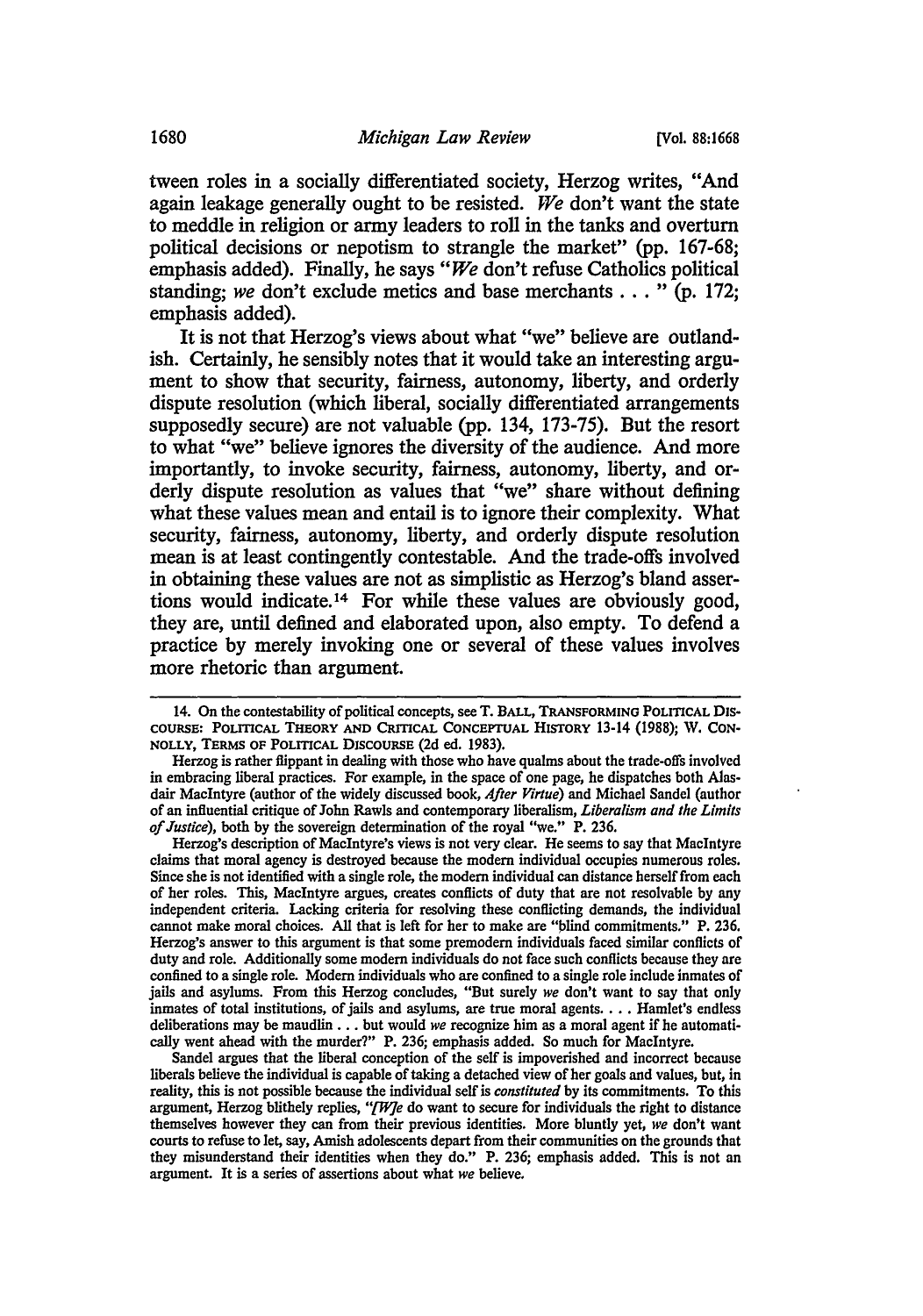tween roles in a socially differentiated society, Herzog writes, "And again leakage generally ought to be resisted. *We* don't want the state to meddle in religion or army leaders to roll in the tanks and overturn political decisions or nepotism to strangle the market" (pp. 167-68; emphasis added). Finally, he says "*We* don't refuse Catholics political standing; *we* don't exclude metics and base merchants . . . " (p. 172; emphasis added).

It is not that Herzog's views about what "we" believe are outlandish. Certainly, he sensibly notes that it would take an interesting argument to show that security, fairness, autonomy, liberty, and orderly dispute resolution (which liberal, socially differentiated arrangements supposedly secure) are not valuable (pp. 134, 173-75). But the resort to what "we" believe ignores the diversity of the audience. And more importantly, to invoke security, fairness, autonomy, liberty, and orderly dispute resolution as values that "we" share without defining what these values mean and entail is to ignore their complexity. What security, fairness, autonomy, liberty, and orderly dispute resolution mean is at least contingently contestable. And the trade-offs involved in obtaining these values are not as simplistic as Herzog's bland assertions would indicate.[14] For while these values are obviously good, they are, until defined and elaborated upon, also empty. To defend a practice by merely invoking one or several of these values involves more rhetoric than argument.

---

14. On the contestability of political concepts, see T. BALL, TRANSFORMING POLITICAL DISCOURSE: POLITICAL THEORY AND CRITICAL CONCEPTUAL HISTORY 13-14 (1988); W. CONNOLLY, TERMS OF POLITICAL DISCOURSE (2d ed. 1983).

Herzog is rather flippant in dealing with those who have qualms about the trade-offs involved in embracing liberal practices. For example, in the space of one page, he dispatches both Alasdair MacIntyre (author of the widely discussed book, *After Virtue*) and Michael Sandel (author of an influential critique of John Rawls and contemporary liberalism, *Liberalism and the Limits of Justice*), both by the sovereign determination of the royal "we." P. 236.

Herzog's description of MacIntyre's views is not very clear. He seems to say that MacIntyre claims that moral agency is destroyed because the modern individual occupies numerous roles. Since she is not identified with a single role, the modern individual can distance herself from each of her roles. This, MacIntyre argues, creates conflicts of duty that are not resolvable by any independent criteria. Lacking criteria for resolving these conflicting demands, the individual cannot make moral choices. All that is left for her to make are "blind commitments." P. 236. Herzog's answer to this argument is that some premodern individuals faced similar conflicts of duty and role. Additionally some modern individuals do not face such conflicts because they are confined to a single role. Modern individuals who are confined to a single role include inmates of jails and asylums. From this Herzog concludes, "But surely *we* don't want to say that only inmates of total institutions, of jails and asylums, are true moral agents. . . . Hamlet's endless deliberations may be maudlin . . . but would *we* recognize him as a moral agent if he automatically went ahead with the murder?" P. 236; emphasis added. So much for MacIntyre.

Sandel argues that the liberal conception of the self is impoverished and incorrect because liberals believe the individual is capable of taking a detached view of her goals and values, but, in reality, this is not possible because the individual self is *constituted* by its commitments. To this argument, Herzog blithely replies, "*[W]e* do want to secure for individuals the right to distance themselves however they can from their previous identities. More bluntly yet, *we* don't want courts to refuse to let, say, Amish adolescents depart from their communities on the grounds that they misunderstand their identities when they do." P. 236; emphasis added. This is not an argument. It is a series of assertions about what *we* believe.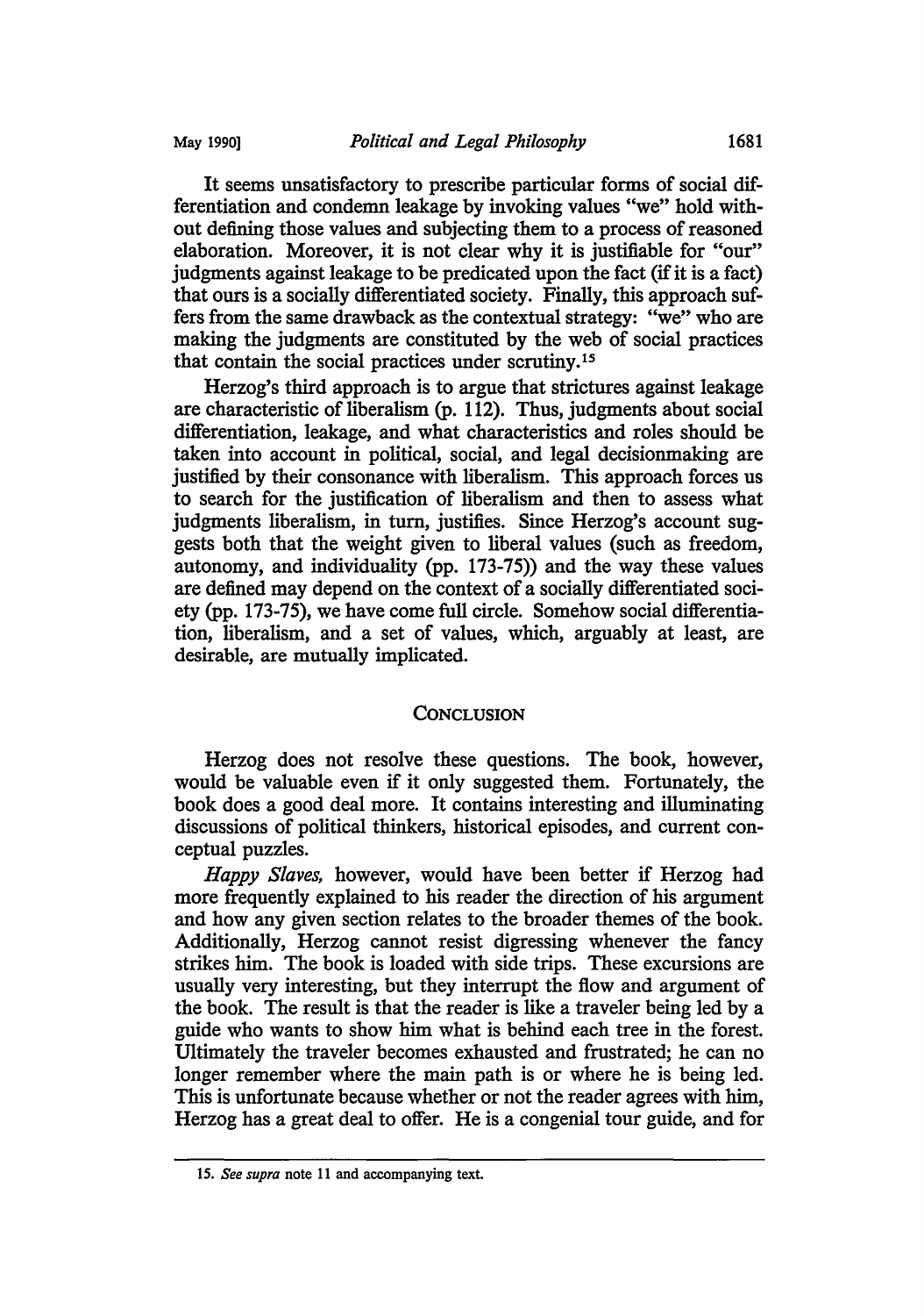It seems unsatisfactory to prescribe particular forms of social differentiation and condemn leakage by invoking values "we" hold without defining those values and subjecting them to a process of reasoned elaboration. Moreover, it is not clear why it is justifiable for "our" judgments against leakage to be predicated upon the fact (if it is a fact) that ours is a socially differentiated society. Finally, this approach suffers from the same drawback as the contextual strategy: "we" who are making the judgments are constituted by the web of social practices that contain the social practices under scrutiny.[15]

Herzog's third approach is to argue that strictures against leakage are characteristic of liberalism (p. 112). Thus, judgments about social differentiation, leakage, and what characteristics and roles should be taken into account in political, social, and legal decisionmaking are justified by their consonance with liberalism. This approach forces us to search for the justification of liberalism and then to assess what judgments liberalism, in turn, justifies. Since Herzog's account suggests both that the weight given to liberal values (such as freedom, autonomy, and individuality (pp. 173-75)) and the way these values are defined may depend on the context of a socially differentiated society (pp. 173-75), we have come full circle. Somehow social differentiation, liberalism, and a set of values, which, arguably at least, are desirable, are mutually implicated.

## CONCLUSION

Herzog does not resolve these questions. The book, however, would be valuable even if it only suggested them. Fortunately, the book does a good deal more. It contains interesting and illuminating discussions of political thinkers, historical episodes, and current conceptual puzzles.

*Happy Slaves,* however, would have been better if Herzog had more frequently explained to his reader the direction of his argument and how any given section relates to the broader themes of the book. Additionally, Herzog cannot resist digressing whenever the fancy strikes him. The book is loaded with side trips. These excursions are usually very interesting, but they interrupt the flow and argument of the book. The result is that the reader is like a traveler being led by a guide who wants to show him what is behind each tree in the forest. Ultimately the traveler becomes exhausted and frustrated; he can no longer remember where the main path is or where he is being led. This is unfortunate because whether or not the reader agrees with him, Herzog has a great deal to offer. He is a congenial tour guide, and for

---

15. *See supra* note 11 and accompanying text.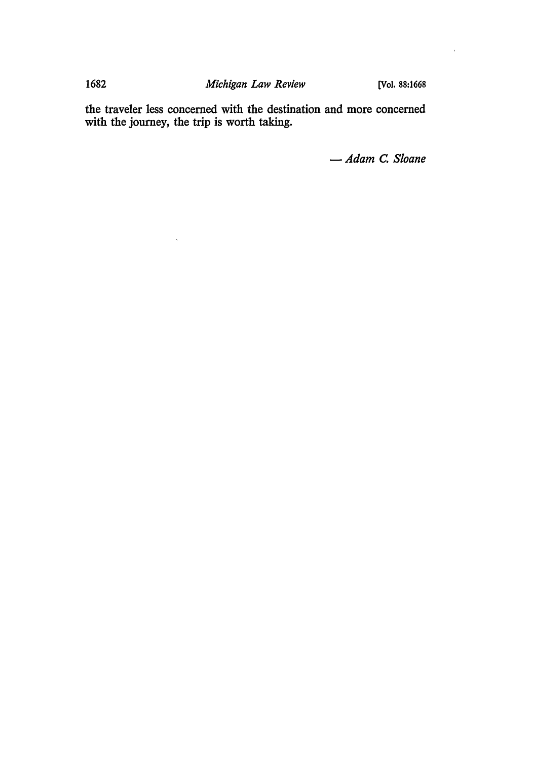the traveler less concerned with the destination and more concerned with the journey, the trip is worth taking.

— *Adam C. Sloane*